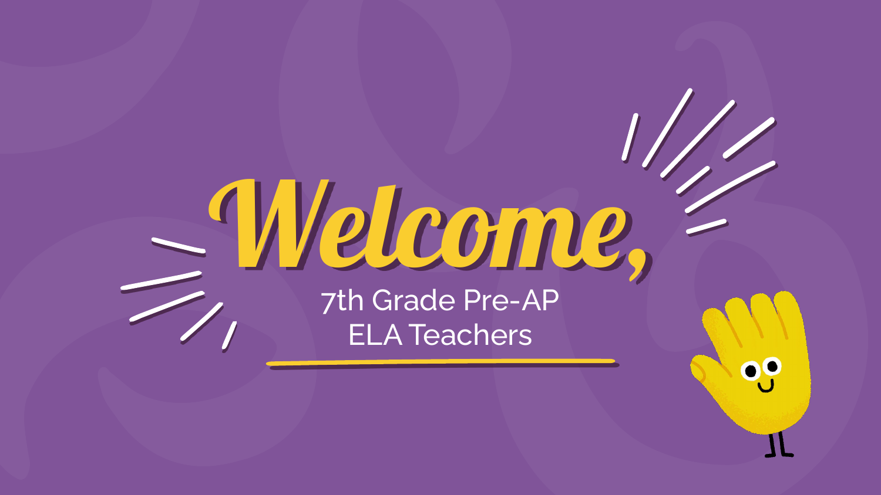# Welcome,

7th Grade Pre-AP ELA Teachers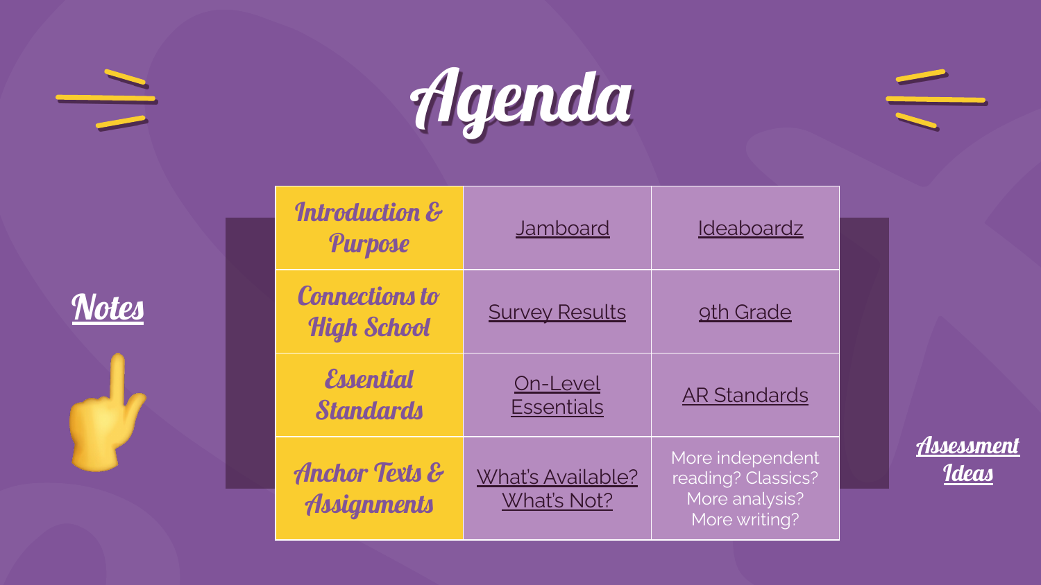# Agenda

Notes

| | | |
|---|---|---|
| Introduction & Purpose | Jamboard | Ideaboardz |
| Connections to High School | Survey Results | 9th Grade |
| Essential Standards | On-Level Essentials | AR Standards |
| Anchor Texts & Assignments | What's Available? What's Not? | More independent reading? Classics? More analysis? More writing? |

Assessment Ideas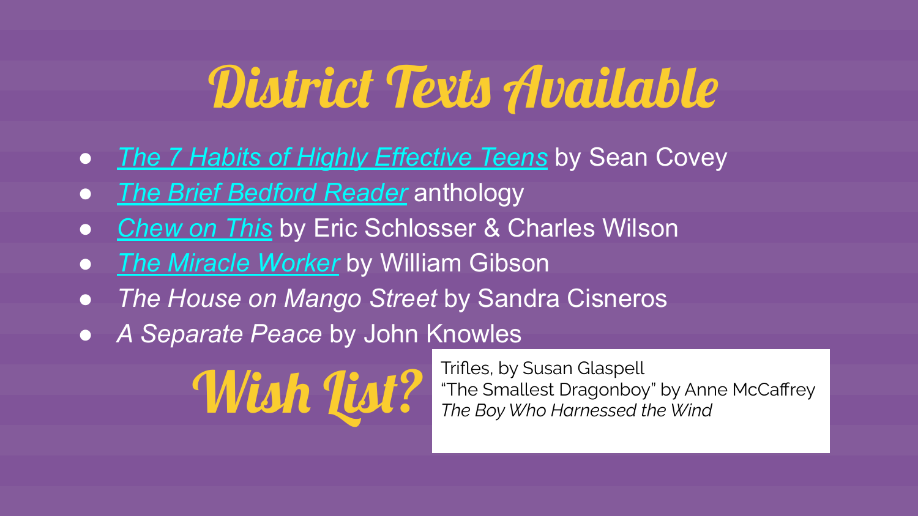# District Texts Available

- *The 7 Habits of Highly Effective Teens* by Sean Covey
- *The Brief Bedford Reader* anthology
- *Chew on This* by Eric Schlosser & Charles Wilson
- *The Miracle Worker* by William Gibson
- *The House on Mango Street* by Sandra Cisneros
- *A Separate Peace* by John Knowles

## Wish List?

Trifles, by Susan Glaspell
"The Smallest Dragonboy" by Anne McCaffrey
*The Boy Who Harnessed the Wind*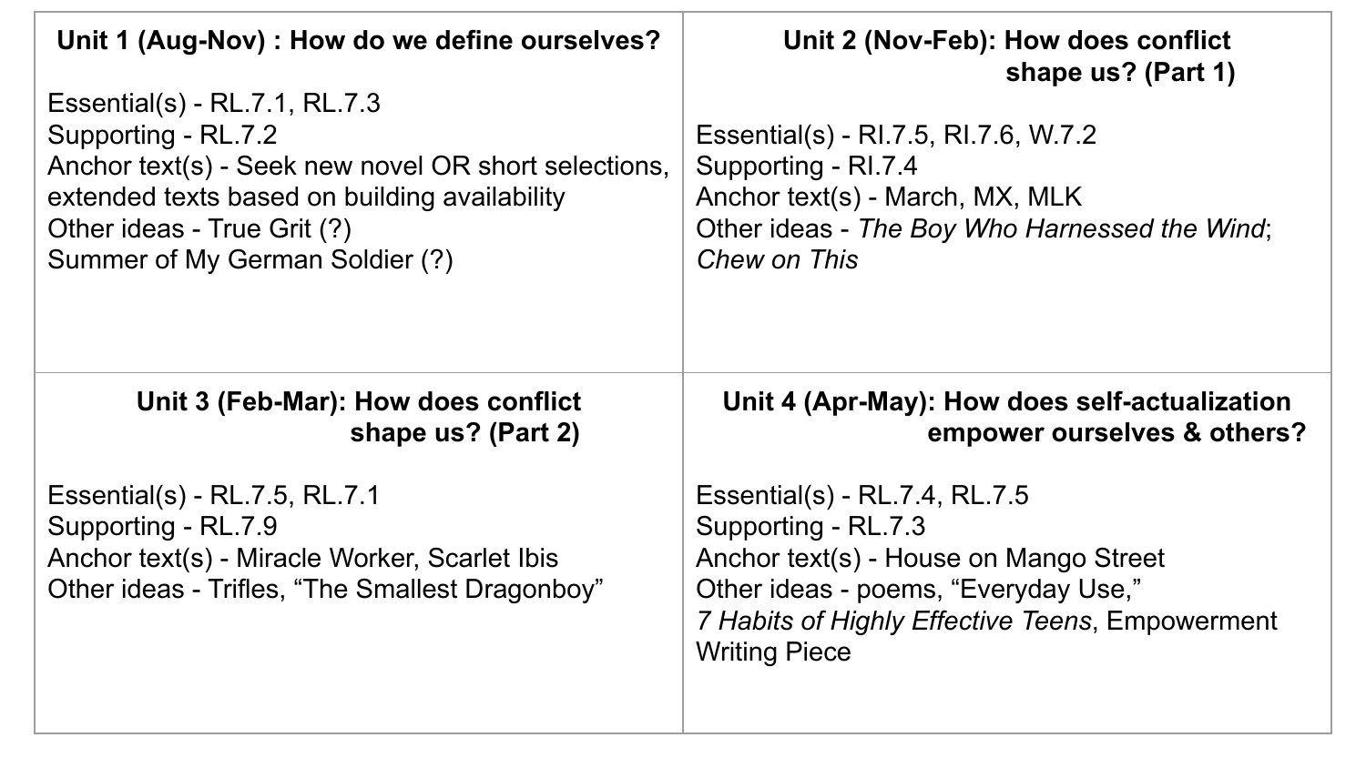| **Unit 1 (Aug-Nov) : How do we define ourselves?** | **Unit 2 (Nov-Feb): How does conflict shape us? (Part 1)** |
| --- | --- |
| Essential(s) - RL.7.1, RL.7.3<br>Supporting - RL.7.2<br>Anchor text(s) - Seek new novel OR short selections, extended texts based on building availability<br>Other ideas - True Grit (?)<br>Summer of My German Soldier (?) | Essential(s) - RI.7.5, RI.7.6, W.7.2<br>Supporting - RI.7.4<br>Anchor text(s) - March, MX, MLK<br>Other ideas - *The Boy Who Harnessed the Wind*; *Chew on This* |
| **Unit 3 (Feb-Mar): How does conflict shape us? (Part 2)** | **Unit 4 (Apr-May): How does self-actualization empower ourselves & others?** |
| Essential(s) - RL.7.5, RL.7.1<br>Supporting - RL.7.9<br>Anchor text(s) - Miracle Worker, Scarlet Ibis<br>Other ideas - Trifles, "The Smallest Dragonboy" | Essential(s) - RL.7.4, RL.7.5<br>Supporting - RL.7.3<br>Anchor text(s) - House on Mango Street<br>Other ideas - poems, "Everyday Use," *7 Habits of Highly Effective Teens*, Empowerment Writing Piece |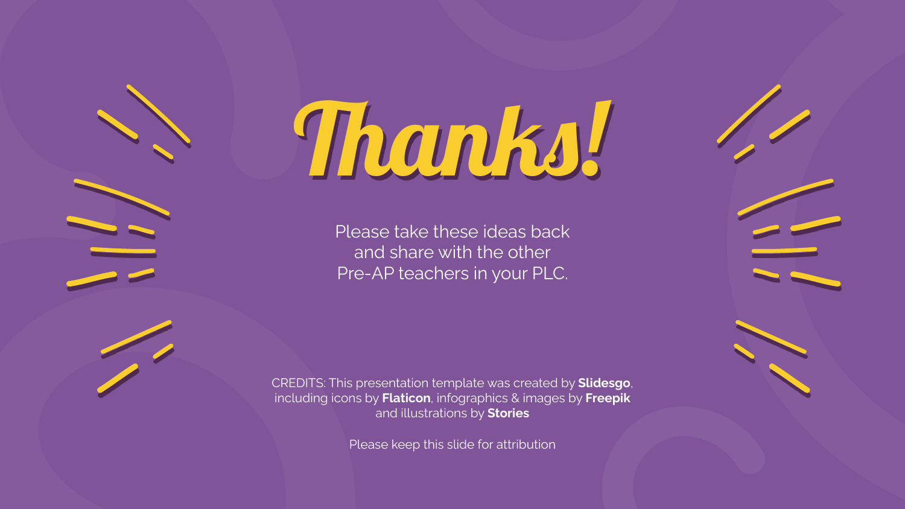# Thanks!

Please take these ideas back and share with the other Pre-AP teachers in your PLC.

CREDITS: This presentation template was created by **Slidesgo**, including icons by **Flaticon**, infographics & images by **Freepik** and illustrations by **Stories**

Please keep this slide for attribution